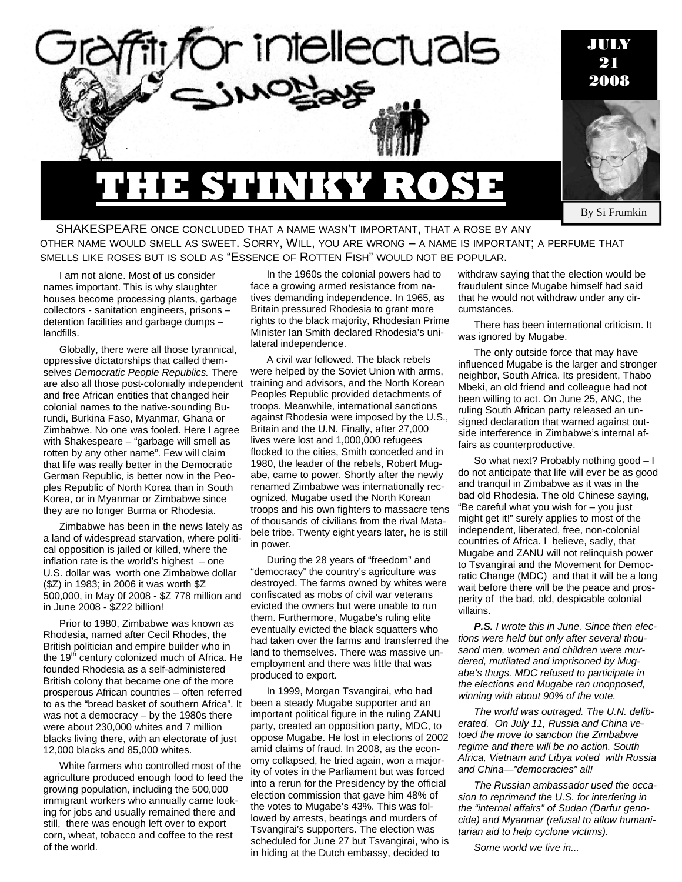# Graffiti for intellectuals

## SIMON says

**JULY 21 2008**

# THE STINKY ROSE

By Si Frumkin

SHAKESPEARE ONCE CONCLUDED THAT A NAME WASN'T IMPORTANT, THAT A ROSE BY ANY OTHER NAME WOULD SMELL AS SWEET. SORRY, WILL, YOU ARE WRONG – A NAME IS IMPORTANT; A PERFUME THAT SMELLS LIKE ROSES BUT IS SOLD AS "ESSENCE OF ROTTEN FISH" WOULD NOT BE POPULAR.

I am not alone. Most of us consider names important. This is why slaughter houses become processing plants, garbage collectors - sanitation engineers, prisons – detention facilities and garbage dumps – landfills.

Globally, there were all those tyrannical, oppressive dictatorships that called themselves *Democratic People Republics.* There are also all those post-colonially independent and free African entities that changed heir colonial names to the native-sounding Burundi, Burkina Faso, Myanmar, Ghana or Zimbabwe. No one was fooled. Here I agree with Shakespeare – "garbage will smell as rotten by any other name". Few will claim that life was really better in the Democratic German Republic, is better now in the Peoples Republic of North Korea than in South Korea, or in Myanmar or Zimbabwe since they are no longer Burma or Rhodesia.

Zimbabwe has been in the news lately as a land of widespread starvation, where political opposition is jailed or killed, where the inflation rate is the world's highest – one U.S. dollar was worth one Zimbabwe dollar ($Z) in 1983; in 2006 it was worth $Z 500,000, in May 0f 2008 - $Z 778 million and in June 2008 - $Z22 billion!

Prior to 1980, Zimbabwe was known as Rhodesia, named after Cecil Rhodes, the British politician and empire builder who in the 19th century colonized much of Africa. He founded Rhodesia as a self-administered British colony that became one of the more prosperous African countries – often referred to as the "bread basket of southern Africa". It was not a democracy – by the 1980s there were about 230,000 whites and 7 million blacks living there, with an electorate of just 12,000 blacks and 85,000 whites.

White farmers who controlled most of the agriculture produced enough food to feed the growing population, including the 500,000 immigrant workers who annually came looking for jobs and usually remained there and still, there was enough left over to export corn, wheat, tobacco and coffee to the rest of the world.

In the 1960s the colonial powers had to face a growing armed resistance from natives demanding independence. In 1965, as Britain pressured Rhodesia to grant more rights to the black majority, Rhodesian Prime Minister Ian Smith declared Rhodesia's unilateral independence.

A civil war followed. The black rebels were helped by the Soviet Union with arms, training and advisors, and the North Korean Peoples Republic provided detachments of troops. Meanwhile, international sanctions against Rhodesia were imposed by the U.S., Britain and the U.N. Finally, after 27,000 lives were lost and 1,000,000 refugees flocked to the cities, Smith conceded and in 1980, the leader of the rebels, Robert Mugabe, came to power. Shortly after the newly renamed Zimbabwe was internationally recognized, Mugabe used the North Korean troops and his own fighters to massacre tens of thousands of civilians from the rival Matabele tribe. Twenty eight years later, he is still in power.

During the 28 years of "freedom" and "democracy" the country's agriculture was destroyed. The farms owned by whites were confiscated as mobs of civil war veterans evicted the owners but were unable to run them. Furthermore, Mugabe's ruling elite eventually evicted the black squatters who had taken over the farms and transferred the land to themselves. There was massive unemployment and there was little that was produced to export.

In 1999, Morgan Tsvangirai, who had been a steady Mugabe supporter and an important political figure in the ruling ZANU party, created an opposition party, MDC, to oppose Mugabe. He lost in elections of 2002 amid claims of fraud. In 2008, as the economy collapsed, he tried again, won a majority of votes in the Parliament but was forced into a rerun for the Presidency by the official election commission that gave him 48% of the votes to Mugabe's 43%. This was followed by arrests, beatings and murders of Tsvangirai's supporters. The election was scheduled for June 27 but Tsvangirai, who is in hiding at the Dutch embassy, decided to withdraw saying that the election would be fraudulent since Mugabe himself had said that he would not withdraw under any circumstances.

There has been international criticism. It was ignored by Mugabe.

The only outside force that may have influenced Mugabe is the larger and stronger neighbor, South Africa. Its president, Thabo Mbeki, an old friend and colleague had not been willing to act. On June 25, ANC, the ruling South African party released an unsigned declaration that warned against outside interference in Zimbabwe's internal affairs as counterproductive.

So what next? Probably nothing good – I do not anticipate that life will ever be as good and tranquil in Zimbabwe as it was in the bad old Rhodesia. The old Chinese saying, "Be careful what you wish for – you just might get it!" surely applies to most of the independent, liberated, free, non-colonial countries of Africa. I believe, sadly, that Mugabe and ZANU will not relinquish power to Tsvangirai and the Movement for Democratic Change (MDC) and that it will be a long wait before there will be the peace and prosperity of the bad, old, despicable colonial villains.

***P.S.** I wrote this in June. Since then elections were held but only after several thousand men, women and children were murdered, mutilated and imprisoned by Mugabe's thugs. MDC refused to participate in the elections and Mugabe ran unopposed, winning with about 90% of the vote.*

*The world was outraged. The U.N. deliberated. On July 11, Russia and China vetoed the move to sanction the Zimbabwe regime and there will be no action. South Africa, Vietnam and Libya voted with Russia and China—"democracies" all!*

*The Russian ambassador used the occasion to reprimand the U.S. for interfering in the "internal affairs" of Sudan (Darfur genocide) and Myanmar (refusal to allow humanitarian aid to help cyclone victims).*

*Some world we live in...*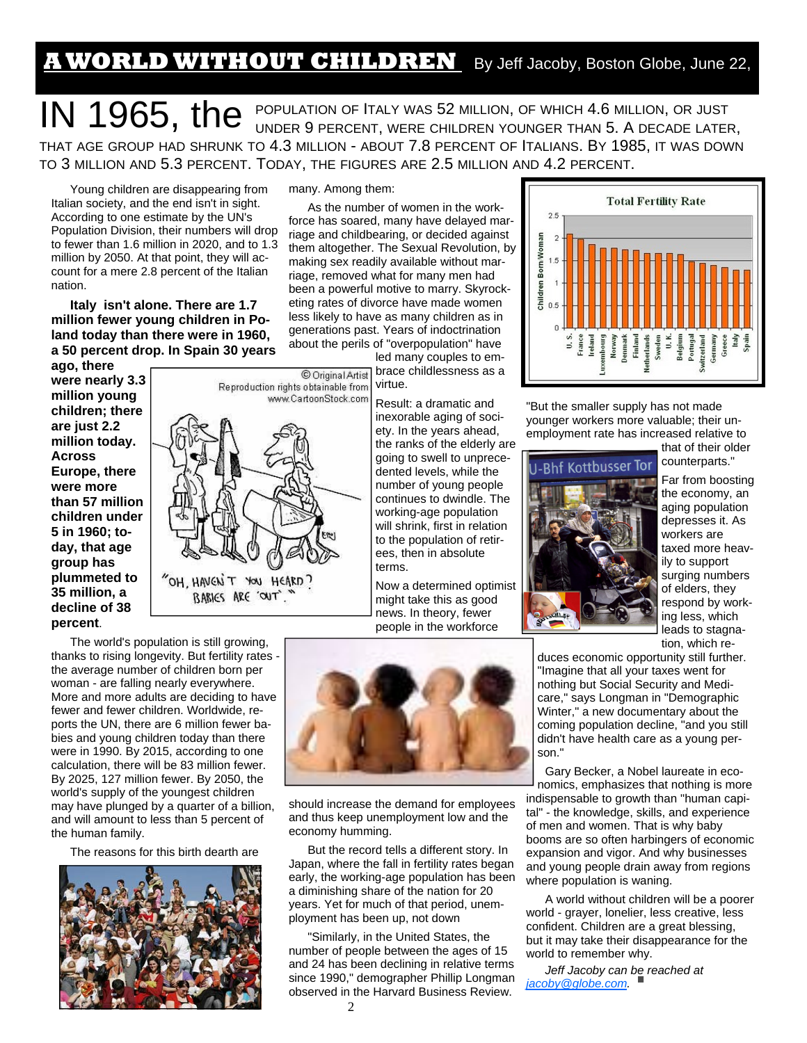# A WORLD WITHOUT CHILDREN

By Jeff Jacoby, Boston Globe, June 22,

IN 1965, THE POPULATION OF ITALY WAS 52 MILLION, OF WHICH 4.6 MILLION, OR JUST UNDER 9 PERCENT, WERE CHILDREN YOUNGER THAN 5. A DECADE LATER, THAT AGE GROUP HAD SHRUNK TO 4.3 MILLION - ABOUT 7.8 PERCENT OF ITALIANS. BY 1985, IT WAS DOWN TO 3 MILLION AND 5.3 PERCENT. TODAY, THE FIGURES ARE 2.5 MILLION AND 4.2 PERCENT.

Young children are disappearing from Italian society, and the end isn't in sight. According to one estimate by the UN's Population Division, their numbers will drop to fewer than 1.6 million in 2020, and to 1.3 million by 2050. At that point, they will account for a mere 2.8 percent of the Italian nation.

**Italy isn't alone. There are 1.7 million fewer young children in Poland today than there were in 1960, a 50 percent drop. In Spain 30 years ago, there were nearly 3.3 million young children; there are just 2.2 million today. Across Europe, there were more than 57 million children under 5 in 1960; today, that age group has plummeted to 35 million, a decline of 38 percent**.

© Original Artist
Reproduction rights obtainable from www.CartoonStock.com

"OH, HAVEN'T YOU HEARD? BABIES ARE 'OUT'."

The world's population is still growing, thanks to rising longevity. But fertility rates - the average number of children born per woman - are falling nearly everywhere. More and more adults are deciding to have fewer and fewer children. Worldwide, reports the UN, there are 6 million fewer babies and young children today than there were in 1990. By 2015, according to one calculation, there will be 83 million fewer. By 2025, 127 million fewer. By 2050, the world's supply of the youngest children may have plunged by a quarter of a billion, and will amount to less than 5 percent of the human family.

The reasons for this birth dearth are many. Among them:

As the number of women in the workforce has soared, many have delayed marriage and childbearing, or decided against them altogether. The Sexual Revolution, by making sex readily available without marriage, removed what for many men had been a powerful motive to marry. Skyrocketing rates of divorce have made women less likely to have as many children as in generations past. Years of indoctrination about the perils of "overpopulation" have led many couples to embrace childlessness as a virtue.

Result: a dramatic and inexorable aging of society. In the years ahead, the ranks of the elderly are going to swell to unprecedented levels, while the number of young people continues to dwindle. The working-age population will shrink, first in relation to the population of retirees, then in absolute terms.

Now a determined optimist might take this as good news. In theory, fewer people in the workforce should increase the demand for employees and thus keep unemployment low and the economy humming.

But the record tells a different story. In Japan, where the fall in fertility rates began early, the working-age population has been a diminishing share of the nation for 20 years. Yet for much of that period, unemployment has been up, not down

"Similarly, in the United States, the number of people between the ages of 15 and 24 has been declining in relative terms since 1990," demographer Phillip Longman observed in the Harvard Business Review.

**Total Fertility Rate**

(Bar chart, y-axis: Children Born/Woman, 0–2.5; countries in descending order: U.S., France, Ireland, Luxembourg, Norway, Denmark, Finland, Netherlands, Sweden, U.K., Belgium, Portugal, Switzerland, Germany, Greece, Italy, Spain)

"But the smaller supply has not made younger workers more valuable; their unemployment rate has increased relative to that of their older counterparts."

U-Bhf Kottbusser Tor

Far from boosting the economy, an aging population depresses it. As workers are taxed more heavily to support surging numbers of elders, they respond by working less, which leads to stagnation, which reduces economic opportunity still further. "Imagine that all your taxes went for nothing but Social Security and Medicare," says Longman in "Demographic Winter," a new documentary about the coming population decline, "and you still didn't have health care as a young person."

Gary Becker, a Nobel laureate in economics, emphasizes that nothing is more indispensable to growth than "human capital" - the knowledge, skills, and experience of men and women. That is why baby booms are so often harbingers of economic expansion and vigor. And why businesses and young people drain away from regions where population is waning.

A world without children will be a poorer world - grayer, lonelier, less creative, less confident. Children are a great blessing, but it may take their disappearance for the world to remember why.

*Jeff Jacoby can be reached at [jacoby@globe.com](mailto:jacoby@globe.com).*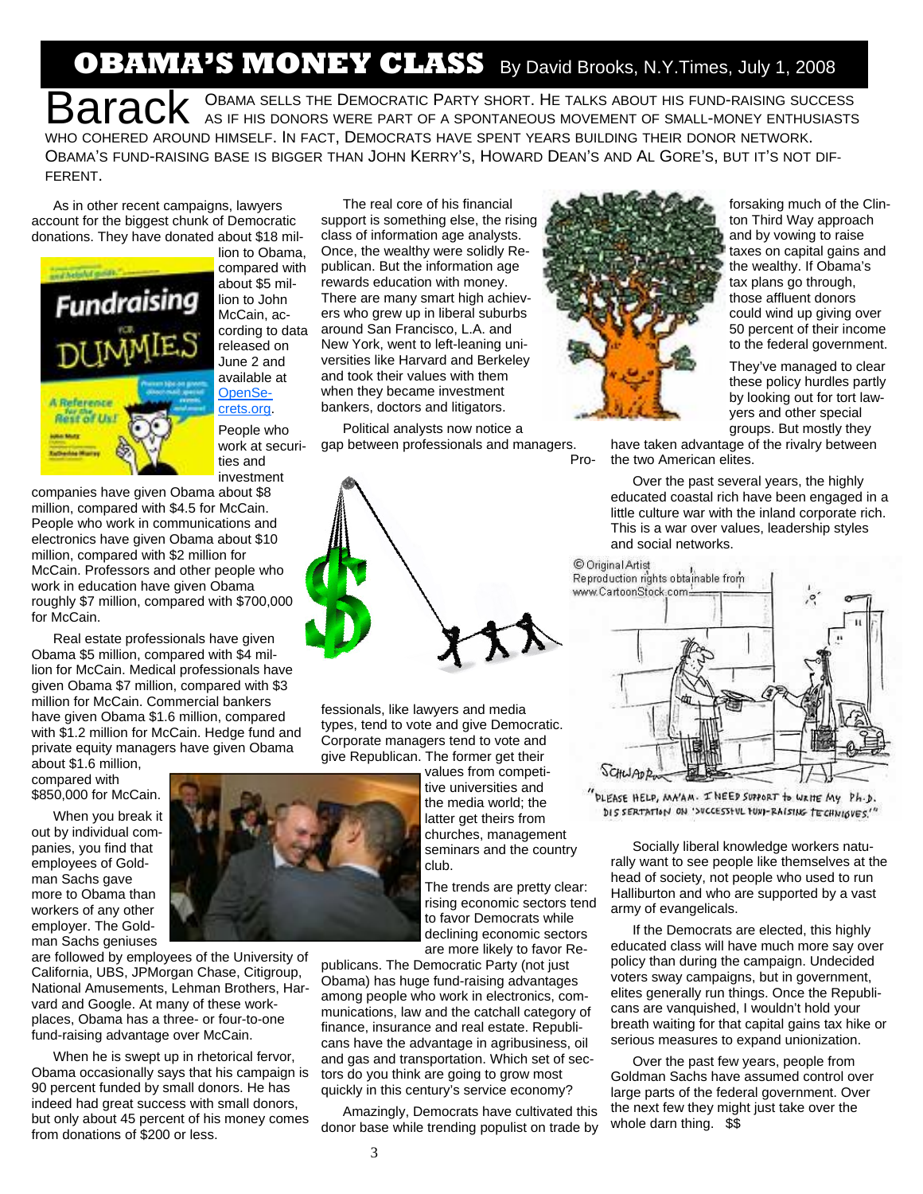# OBAMA'S MONEY CLASS

By David Brooks, N.Y.Times, July 1, 2008

Barack Obama sells the Democratic Party short. He talks about his fund-raising success as if his donors were part of a spontaneous movement of small-money enthusiasts who cohered around himself. In fact, Democrats have spent years building their donor network. Obama's fund-raising base is bigger than John Kerry's, Howard Dean's and Al Gore's, but it's not different.

As in other recent campaigns, lawyers account for the biggest chunk of Democratic donations. They have donated about $18 million to Obama, compared with about $5 million to John McCain, according to data released on June 2 and available at OpenSecrets.org.

People who work at securities and investment companies have given Obama about $8 million, compared with $4.5 for McCain. People who work in communications and electronics have given Obama about $10 million, compared with $2 million for McCain. Professors and other people who work in education have given Obama roughly $7 million, compared with $700,000 for McCain.

Real estate professionals have given Obama $5 million, compared with $4 million for McCain. Medical professionals have given Obama $7 million, compared with $3 million for McCain. Commercial bankers have given Obama $1.6 million, compared with $1.2 million for McCain. Hedge fund and private equity managers have given Obama about $1.6 million, compared with $850,000 for McCain.

When you break it out by individual companies, you find that employees of Goldman Sachs gave more to Obama than workers of any other employer. The Goldman Sachs geniuses are followed by employees of the University of California, UBS, JPMorgan Chase, Citigroup, National Amusements, Lehman Brothers, Harvard and Google. At many of these workplaces, Obama has a three- or four-to-one fund-raising advantage over McCain.

When he is swept up in rhetorical fervor, Obama occasionally says that his campaign is 90 percent funded by small donors. He has indeed had great success with small donors, but only about 45 percent of his money comes from donations of $200 or less.

The real core of his financial support is something else, the rising class of information age analysts. Once, the wealthy were solidly Republican. But the information age rewards education with money. There are many smart high achievers who grew up in liberal suburbs around San Francisco, L.A. and New York, went to left-leaning universities like Harvard and Berkeley and took their values with them when they became investment bankers, doctors and litigators.

Political analysts now notice a gap between professionals and managers. Professionals, like lawyers and media types, tend to vote and give Democratic. Corporate managers tend to vote and give Republican. The former get their values from competitive universities and the media world; the latter get theirs from churches, management seminars and the country club.

The trends are pretty clear: rising economic sectors tend to favor Democrats while declining economic sectors are more likely to favor Republicans. The Democratic Party (not just Obama) has huge fund-raising advantages among people who work in electronics, communications, law and the catchall category of finance, insurance and real estate. Republicans have the advantage in agribusiness, oil and gas and transportation. Which set of sectors do you think are going to grow most quickly in this century's service economy?

Amazingly, Democrats have cultivated this donor base while trending populist on trade by forsaking much of the Clinton Third Way approach and by vowing to raise taxes on capital gains and the wealthy. If Obama's tax plans go through, those affluent donors could wind up giving over 50 percent of their income to the federal government.

They've managed to clear these policy hurdles partly by looking out for tort lawyers and other special groups. But mostly they have taken advantage of the rivalry between the two American elites.

Over the past several years, the highly educated coastal rich have been engaged in a little culture war with the inland corporate rich. This is a war over values, leadership styles and social networks.

"Please help, ma'am. I need support to write my Ph.D. dissertation on 'successful fund-raising techniques.'"

Socially liberal knowledge workers naturally want to see people like themselves at the head of society, not people who used to run Halliburton and who are supported by a vast army of evangelicals.

If the Democrats are elected, this highly educated class will have much more say over policy than during the campaign. Undecided voters sway campaigns, but in government, elites generally run things. Once the Republicans are vanquished, I wouldn't hold your breath waiting for that capital gains tax hike or serious measures to expand unionization.

Over the past few years, people from Goldman Sachs have assumed control over large parts of the federal government. Over the next few they might just take over the whole darn thing. $$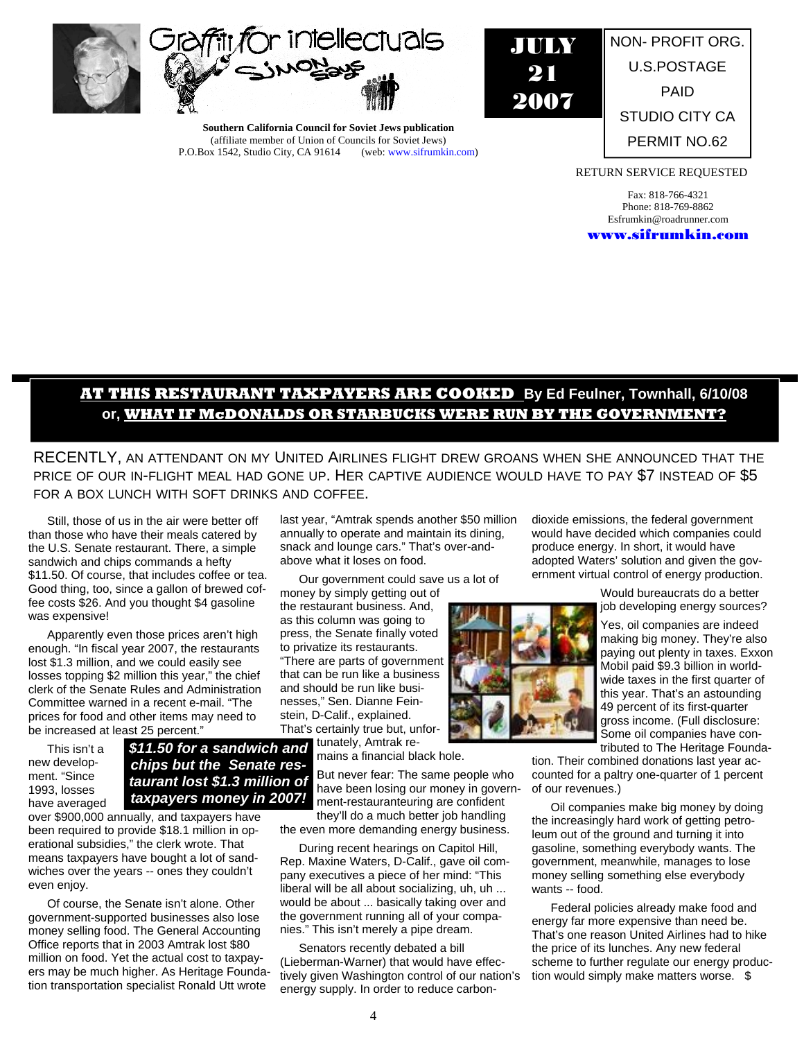Graffiti for intellectuals

SIMON SAYS

**Southern California Council for Soviet Jews publication**
(affiliate member of Union of Councils for Soviet Jews)
P.O.Box 1542, Studio City, CA 91614 (web: www.sifrumkin.com)

**JULY 21 2007**

NON- PROFIT ORG.
U.S.POSTAGE
PAID
STUDIO CITY CA
PERMIT NO.62

RETURN SERVICE REQUESTED

Fax: 818-766-4321
Phone: 818-769-8862
Esfrumkin@roadrunner.com
**www.sifrumkin.com**

## AT THIS RESTAURANT TAXPAYERS ARE COOKED By Ed Feulner, Townhall, 6/10/08
## or, WHAT IF McDONALDS OR STARBUCKS WERE RUN BY THE GOVERNMENT?

RECENTLY, AN ATTENDANT ON MY UNITED AIRLINES FLIGHT DREW GROANS WHEN SHE ANNOUNCED THAT THE PRICE OF OUR IN-FLIGHT MEAL HAD GONE UP. HER CAPTIVE AUDIENCE WOULD HAVE TO PAY $7 INSTEAD OF $5 FOR A BOX LUNCH WITH SOFT DRINKS AND COFFEE.

Still, those of us in the air were better off than those who have their meals catered by the U.S. Senate restaurant. There, a simple sandwich and chips commands a hefty $11.50. Of course, that includes coffee or tea. Good thing, too, since a gallon of brewed coffee costs $26. And you thought $4 gasoline was expensive!

Apparently even those prices aren't high enough. "In fiscal year 2007, the restaurants lost $1.3 million, and we could easily see losses topping $2 million this year," the chief clerk of the Senate Rules and Administration Committee warned in a recent e-mail. "The prices for food and other items may need to be increased at least 25 percent."

***$11.50 for a sandwich and chips but the Senate restaurant lost $1.3 million of taxpayers money in 2007!***

This isn't a new development. "Since 1993, losses have averaged over $900,000 annually, and taxpayers have been required to provide $18.1 million in operational subsidies," the clerk wrote. That means taxpayers have bought a lot of sandwiches over the years -- ones they couldn't even enjoy.

Of course, the Senate isn't alone. Other government-supported businesses also lose money selling food. The General Accounting Office reports that in 2003 Amtrak lost $80 million on food. Yet the actual cost to taxpayers may be much higher. As Heritage Foundation transportation specialist Ronald Utt wrote last year, "Amtrak spends another $50 million annually to operate and maintain its dining, snack and lounge cars." That's over-and-above what it loses on food.

Our government could save us a lot of money by simply getting out of the restaurant business. And, as this column was going to press, the Senate finally voted to privatize its restaurants. "There are parts of government that can be run like a business and should be run like businesses," Sen. Dianne Feinstein, D-Calif., explained. That's certainly true but, unfortunately, Amtrak remains a financial black hole.

But never fear: The same people who have been losing our money in government-restauranteuring are confident they'll do a much better job handling the even more demanding energy business.

During recent hearings on Capitol Hill, Rep. Maxine Waters, D-Calif., gave oil company executives a piece of her mind: "This liberal will be all about socializing, uh, uh ... would be about ... basically taking over and the government running all of your companies." This isn't merely a pipe dream.

Senators recently debated a bill (Lieberman-Warner) that would have effectively given Washington control of our nation's energy supply. In order to reduce carbon-dioxide emissions, the federal government would have decided which companies could produce energy. In short, it would have adopted Waters' solution and given the government virtual control of energy production.

Would bureaucrats do a better job developing energy sources?

Yes, oil companies are indeed making big money. They're also paying out plenty in taxes. Exxon Mobil paid $9.3 billion in worldwide taxes in the first quarter of this year. That's an astounding 49 percent of its first-quarter gross income. (Full disclosure: Some oil companies have contributed to The Heritage Foundation. Their combined donations last year accounted for a paltry one-quarter of 1 percent of our revenues.)

Oil companies make big money by doing the increasingly hard work of getting petroleum out of the ground and turning it into gasoline, something everybody wants. The government, meanwhile, manages to lose money selling something else everybody wants -- food.

Federal policies already make food and energy far more expensive than need be. That's one reason United Airlines had to hike the price of its lunches. Any new federal scheme to further regulate our energy production would simply make matters worse. $